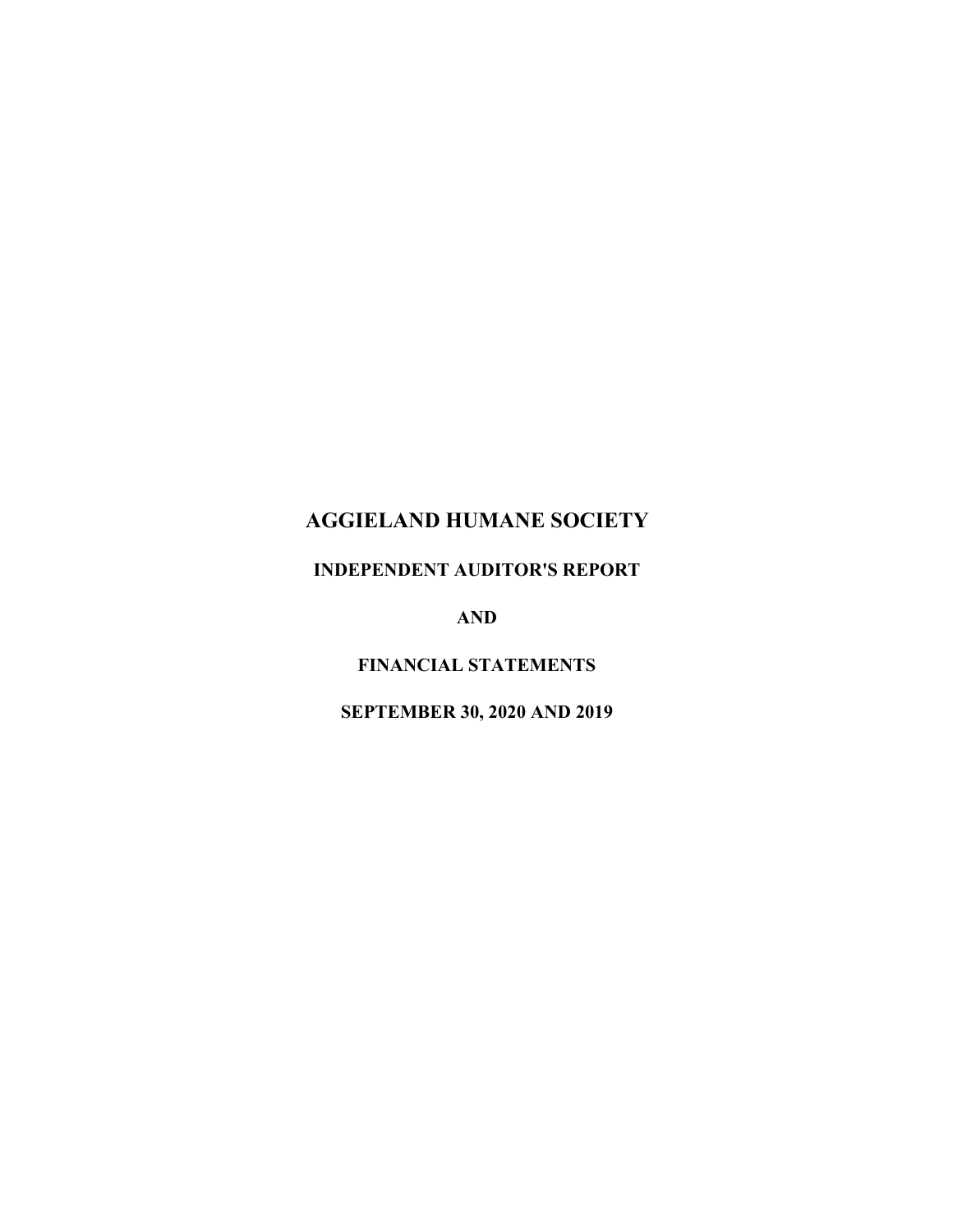# AGGIELAND HUMANE SOCIETY

## INDEPENDENT AUDITOR'S REPORT

## AND

## FINANCIAL STATEMENTS

## SEPTEMBER 30, 2020 AND 2019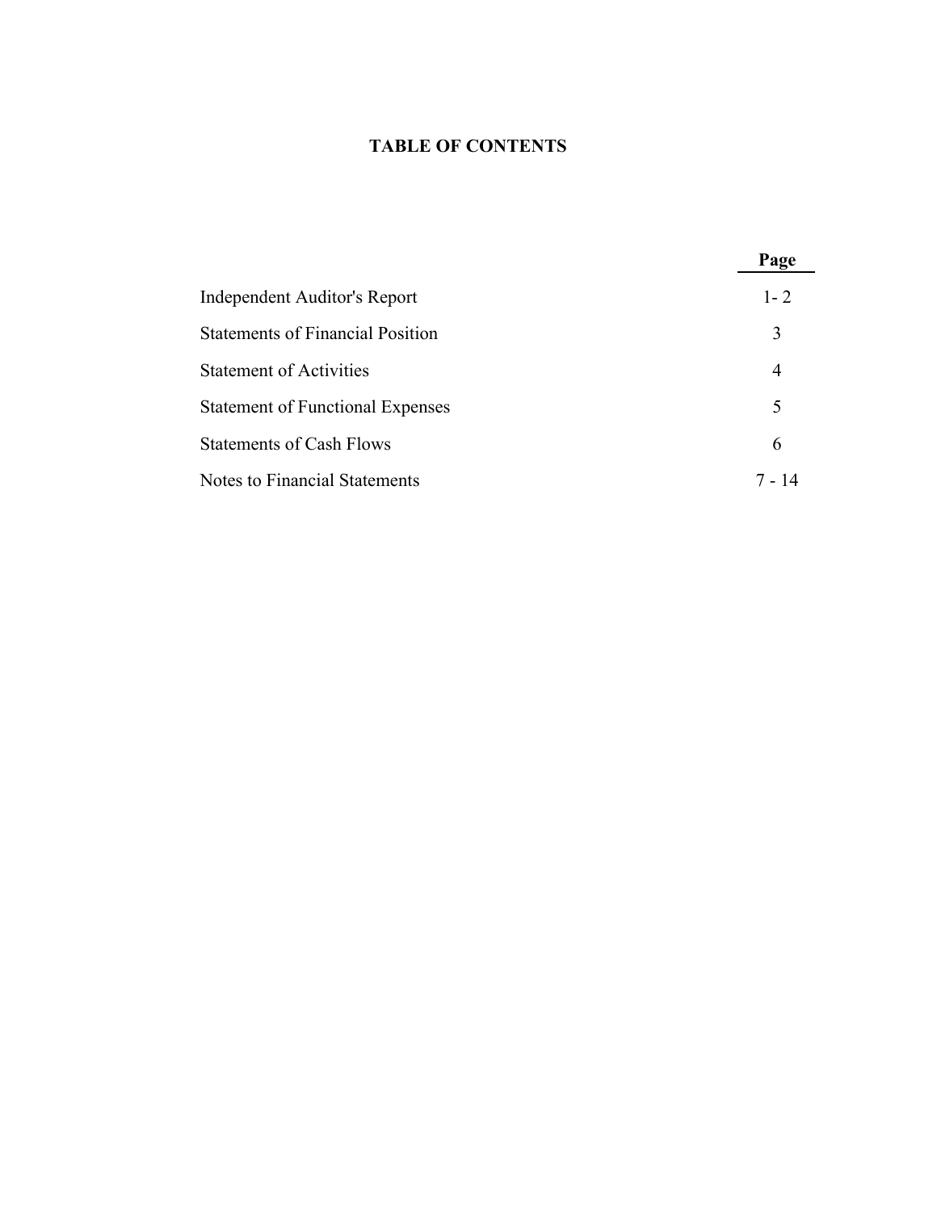# TABLE OF CONTENTS

| | Page |
|---|---|
| Independent Auditor's Report | 1- 2 |
| Statements of Financial Position | 3 |
| Statement of Activities | 4 |
| Statement of Functional Expenses | 5 |
| Statements of Cash Flows | 6 |
| Notes to Financial Statements | 7 - 14 |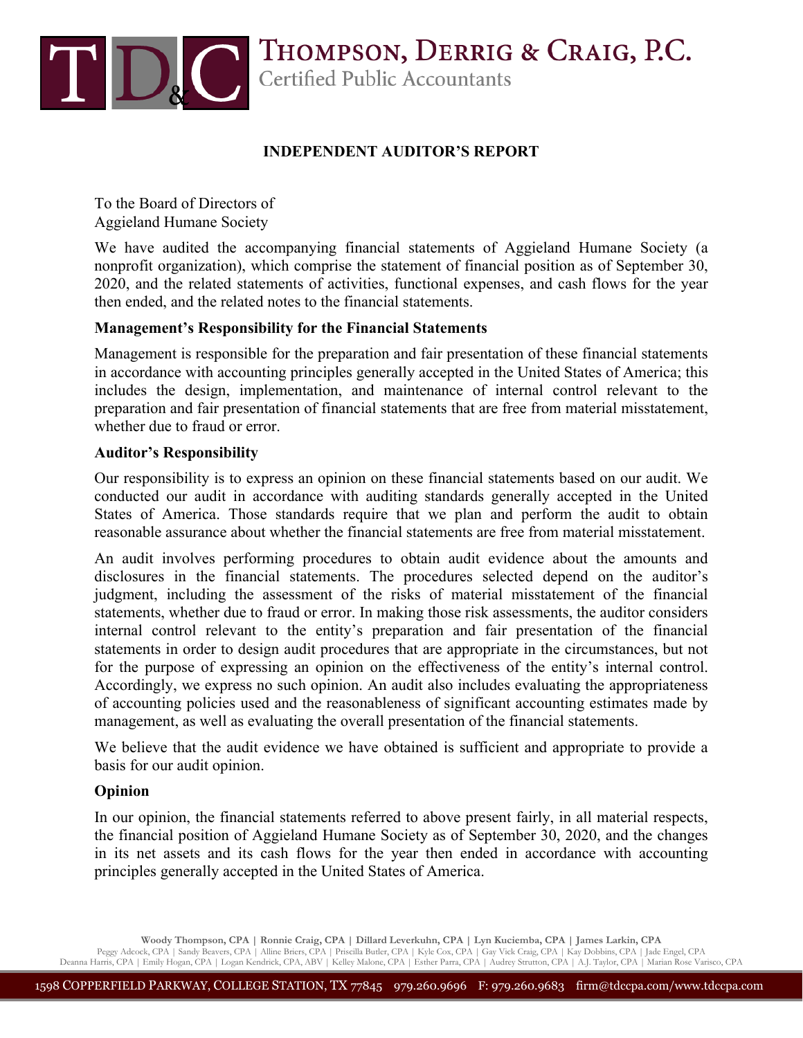# INDEPENDENT AUDITOR'S REPORT

To the Board of Directors of
Aggieland Humane Society

We have audited the accompanying financial statements of Aggieland Humane Society (a nonprofit organization), which comprise the statement of financial position as of September 30, 2020, and the related statements of activities, functional expenses, and cash flows for the year then ended, and the related notes to the financial statements.

## Management's Responsibility for the Financial Statements

Management is responsible for the preparation and fair presentation of these financial statements in accordance with accounting principles generally accepted in the United States of America; this includes the design, implementation, and maintenance of internal control relevant to the preparation and fair presentation of financial statements that are free from material misstatement, whether due to fraud or error.

## Auditor's Responsibility

Our responsibility is to express an opinion on these financial statements based on our audit. We conducted our audit in accordance with auditing standards generally accepted in the United States of America. Those standards require that we plan and perform the audit to obtain reasonable assurance about whether the financial statements are free from material misstatement.

An audit involves performing procedures to obtain audit evidence about the amounts and disclosures in the financial statements. The procedures selected depend on the auditor's judgment, including the assessment of the risks of material misstatement of the financial statements, whether due to fraud or error. In making those risk assessments, the auditor considers internal control relevant to the entity's preparation and fair presentation of the financial statements in order to design audit procedures that are appropriate in the circumstances, but not for the purpose of expressing an opinion on the effectiveness of the entity's internal control. Accordingly, we express no such opinion. An audit also includes evaluating the appropriateness of accounting policies used and the reasonableness of significant accounting estimates made by management, as well as evaluating the overall presentation of the financial statements.

We believe that the audit evidence we have obtained is sufficient and appropriate to provide a basis for our audit opinion.

## Opinion

In our opinion, the financial statements referred to above present fairly, in all material respects, the financial position of Aggieland Humane Society as of September 30, 2020, and the changes in its net assets and its cash flows for the year then ended in accordance with accounting principles generally accepted in the United States of America.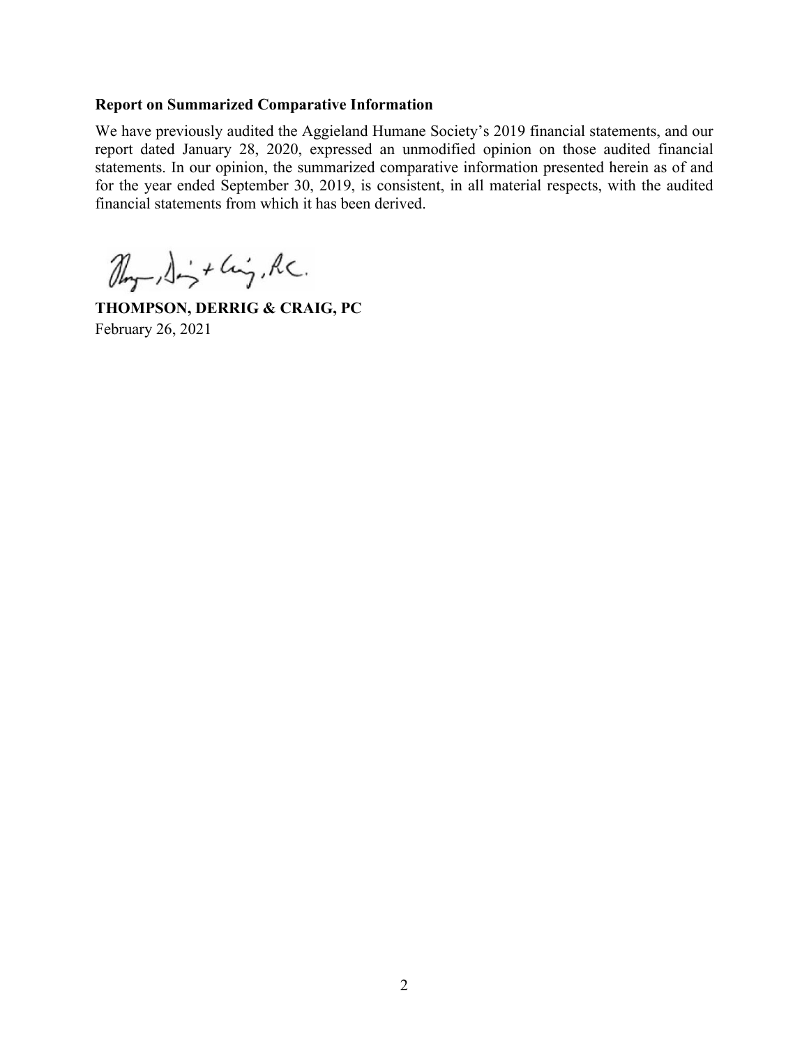**Report on Summarized Comparative Information**

We have previously audited the Aggieland Humane Society's 2019 financial statements, and our report dated January 28, 2020, expressed an unmodified opinion on those audited financial statements. In our opinion, the summarized comparative information presented herein as of and for the year ended September 30, 2019, is consistent, in all material respects, with the audited financial statements from which it has been derived.

**THOMPSON, DERRIG & CRAIG, PC**
February 26, 2021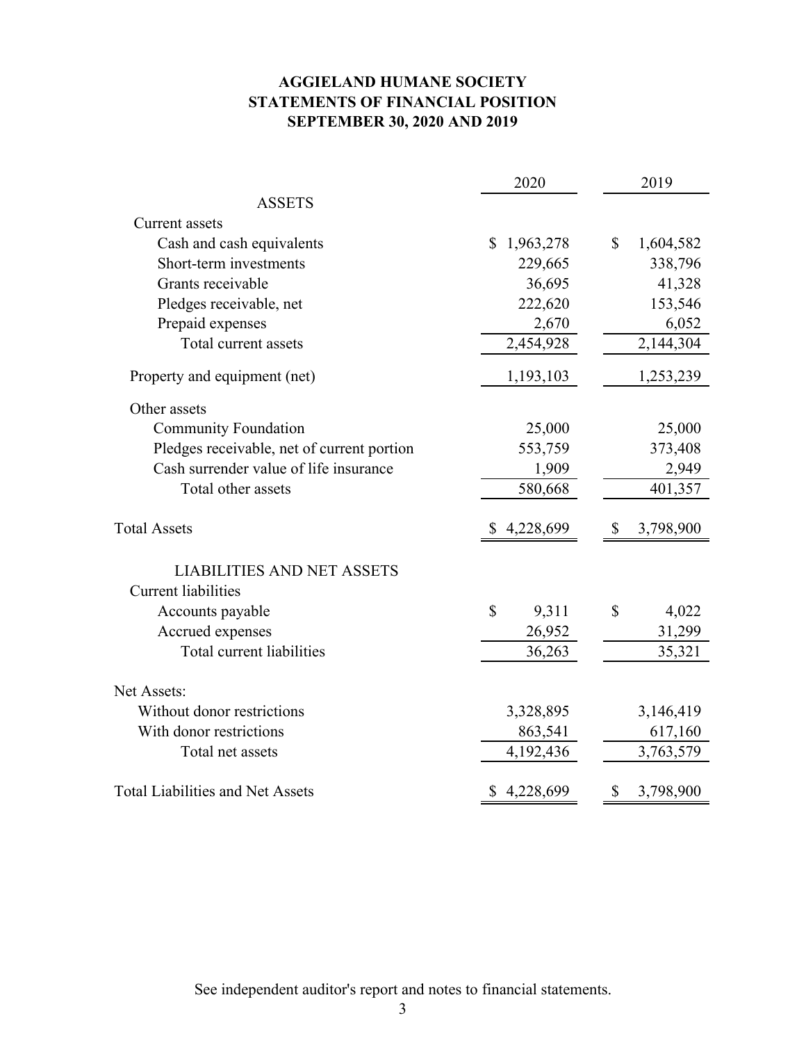# AGGIELAND HUMANE SOCIETY
# STATEMENTS OF FINANCIAL POSITION
# SEPTEMBER 30, 2020 AND 2019

| | 2020 | 2019 |
|---|---|---|
| **ASSETS** | | |
| Current assets | | |
| Cash and cash equivalents | $ 1,963,278 | $ 1,604,582 |
| Short-term investments | 229,665 | 338,796 |
| Grants receivable | 36,695 | 41,328 |
| Pledges receivable, net | 222,620 | 153,546 |
| Prepaid expenses | 2,670 | 6,052 |
| Total current assets | 2,454,928 | 2,144,304 |
| Property and equipment (net) | 1,193,103 | 1,253,239 |
| Other assets | | |
| Community Foundation | 25,000 | 25,000 |
| Pledges receivable, net of current portion | 553,759 | 373,408 |
| Cash surrender value of life insurance | 1,909 | 2,949 |
| Total other assets | 580,668 | 401,357 |
| Total Assets | $ 4,228,699 | $ 3,798,900 |
| **LIABILITIES AND NET ASSETS** | | |
| Current liabilities | | |
| Accounts payable | $ 9,311 | $ 4,022 |
| Accrued expenses | 26,952 | 31,299 |
| Total current liabilities | 36,263 | 35,321 |
| Net Assets: | | |
| Without donor restrictions | 3,328,895 | 3,146,419 |
| With donor restrictions | 863,541 | 617,160 |
| Total net assets | 4,192,436 | 3,763,579 |
| Total Liabilities and Net Assets | $ 4,228,699 | $ 3,798,900 |

See independent auditor's report and notes to financial statements.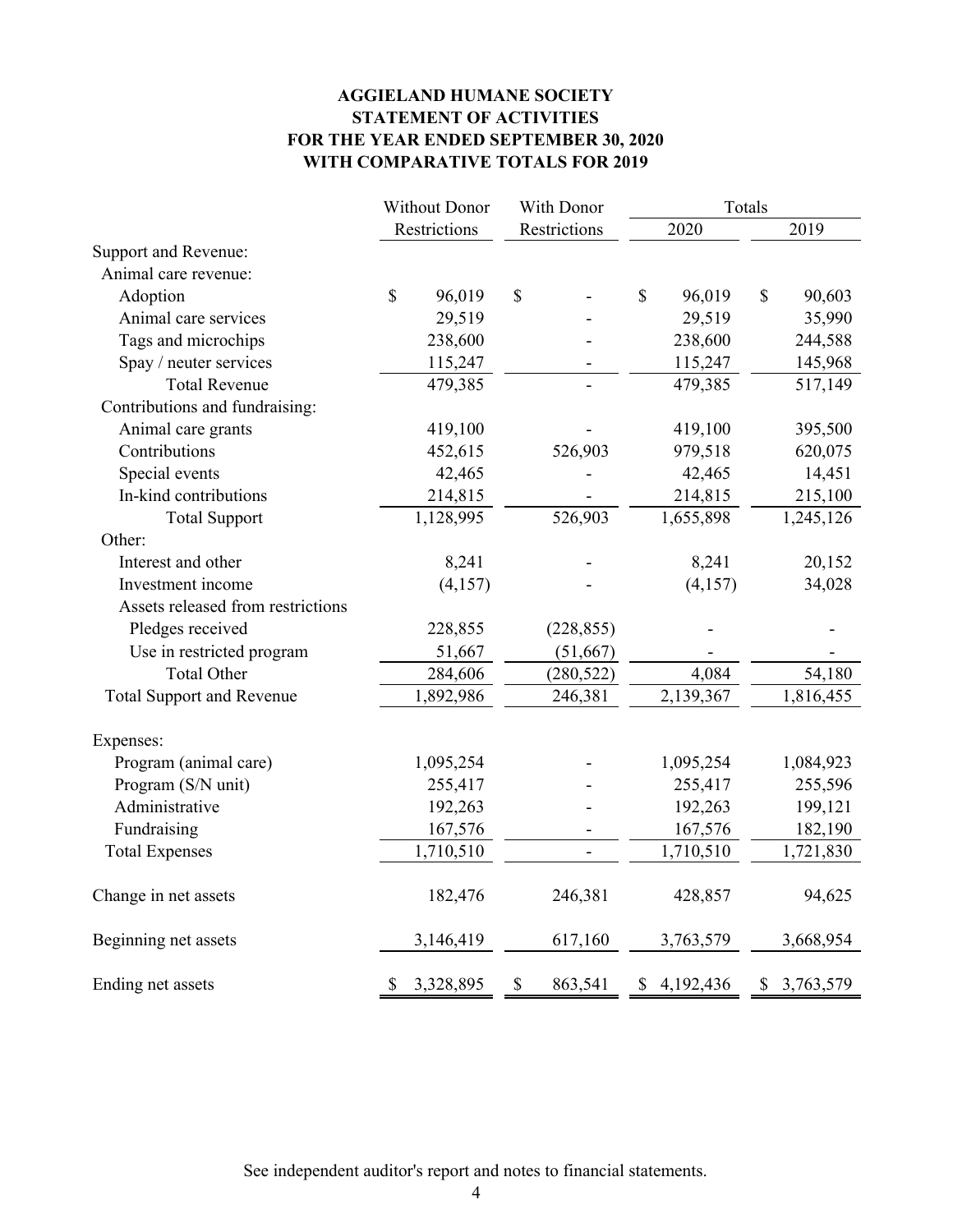# AGGIELAND HUMANE SOCIETY
## STATEMENT OF ACTIVITIES
## FOR THE YEAR ENDED SEPTEMBER 30, 2020
## WITH COMPARATIVE TOTALS FOR 2019

| | Without Donor Restrictions | With Donor Restrictions | Totals 2020 | Totals 2019 |
|---|---|---|---|---|
| Support and Revenue: | | | | |
| Animal care revenue: | | | | |
| Adoption | $ 96,019 | $ - | $ 96,019 | $ 90,603 |
| Animal care services | 29,519 | - | 29,519 | 35,990 |
| Tags and microchips | 238,600 | - | 238,600 | 244,588 |
| Spay / neuter services | 115,247 | - | 115,247 | 145,968 |
| Total Revenue | 479,385 | - | 479,385 | 517,149 |
| Contributions and fundraising: | | | | |
| Animal care grants | 419,100 | - | 419,100 | 395,500 |
| Contributions | 452,615 | 526,903 | 979,518 | 620,075 |
| Special events | 42,465 | - | 42,465 | 14,451 |
| In-kind contributions | 214,815 | - | 214,815 | 215,100 |
| Total Support | 1,128,995 | 526,903 | 1,655,898 | 1,245,126 |
| Other: | | | | |
| Interest and other | 8,241 | - | 8,241 | 20,152 |
| Investment income | (4,157) | - | (4,157) | 34,028 |
| Assets released from restrictions | | | | |
| Pledges received | 228,855 | (228,855) | - | - |
| Use in restricted program | 51,667 | (51,667) | - | - |
| Total Other | 284,606 | (280,522) | 4,084 | 54,180 |
| Total Support and Revenue | 1,892,986 | 246,381 | 2,139,367 | 1,816,455 |
| | | | | |
| Expenses: | | | | |
| Program (animal care) | 1,095,254 | - | 1,095,254 | 1,084,923 |
| Program (S/N unit) | 255,417 | - | 255,417 | 255,596 |
| Administrative | 192,263 | - | 192,263 | 199,121 |
| Fundraising | 167,576 | - | 167,576 | 182,190 |
| Total Expenses | 1,710,510 | - | 1,710,510 | 1,721,830 |
| | | | | |
| Change in net assets | 182,476 | 246,381 | 428,857 | 94,625 |
| | | | | |
| Beginning net assets | 3,146,419 | 617,160 | 3,763,579 | 3,668,954 |
| | | | | |
| Ending net assets | $ 3,328,895 | $ 863,541 | $ 4,192,436 | $ 3,763,579 |

See independent auditor's report and notes to financial statements.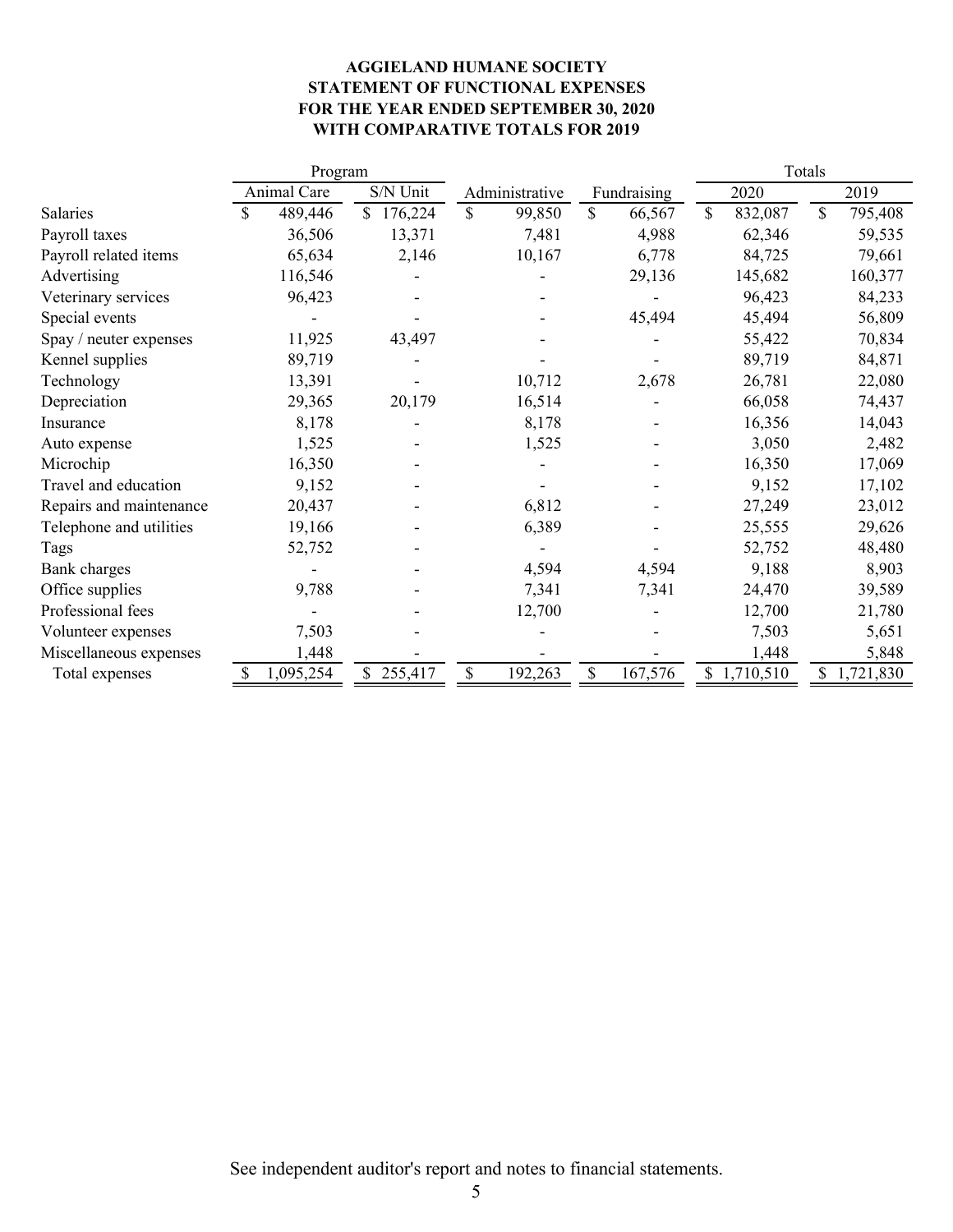**AGGIELAND HUMANE SOCIETY**
**STATEMENT OF FUNCTIONAL EXPENSES**
**FOR THE YEAR ENDED SEPTEMBER 30, 2020**
**WITH COMPARATIVE TOTALS FOR 2019**

| | Program | | | | Totals | |
|---|---|---|---|---|---|---|
| | Animal Care | S/N Unit | Administrative | Fundraising | 2020 | 2019 |
| Salaries | $ 489,446 | $ 176,224 | $ 99,850 | $ 66,567 | $ 832,087 | $ 795,408 |
| Payroll taxes | 36,506 | 13,371 | 7,481 | 4,988 | 62,346 | 59,535 |
| Payroll related items | 65,634 | 2,146 | 10,167 | 6,778 | 84,725 | 79,661 |
| Advertising | 116,546 | - | - | 29,136 | 145,682 | 160,377 |
| Veterinary services | 96,423 | - | - | - | 96,423 | 84,233 |
| Special events | - | - | - | 45,494 | 45,494 | 56,809 |
| Spay / neuter expenses | 11,925 | 43,497 | - | - | 55,422 | 70,834 |
| Kennel supplies | 89,719 | - | - | - | 89,719 | 84,871 |
| Technology | 13,391 | - | 10,712 | 2,678 | 26,781 | 22,080 |
| Depreciation | 29,365 | 20,179 | 16,514 | - | 66,058 | 74,437 |
| Insurance | 8,178 | - | 8,178 | - | 16,356 | 14,043 |
| Auto expense | 1,525 | - | 1,525 | - | 3,050 | 2,482 |
| Microchip | 16,350 | - | - | - | 16,350 | 17,069 |
| Travel and education | 9,152 | - | - | - | 9,152 | 17,102 |
| Repairs and maintenance | 20,437 | - | 6,812 | - | 27,249 | 23,012 |
| Telephone and utilities | 19,166 | - | 6,389 | - | 25,555 | 29,626 |
| Tags | 52,752 | - | - | - | 52,752 | 48,480 |
| Bank charges | - | - | 4,594 | 4,594 | 9,188 | 8,903 |
| Office supplies | 9,788 | - | 7,341 | 7,341 | 24,470 | 39,589 |
| Professional fees | - | - | 12,700 | - | 12,700 | 21,780 |
| Volunteer expenses | 7,503 | - | - | - | 7,503 | 5,651 |
| Miscellaneous expenses | 1,448 | - | - | - | 1,448 | 5,848 |
| Total expenses | $ 1,095,254 | $ 255,417 | $ 192,263 | $ 167,576 | $ 1,710,510 | $ 1,721,830 |

See independent auditor's report and notes to financial statements.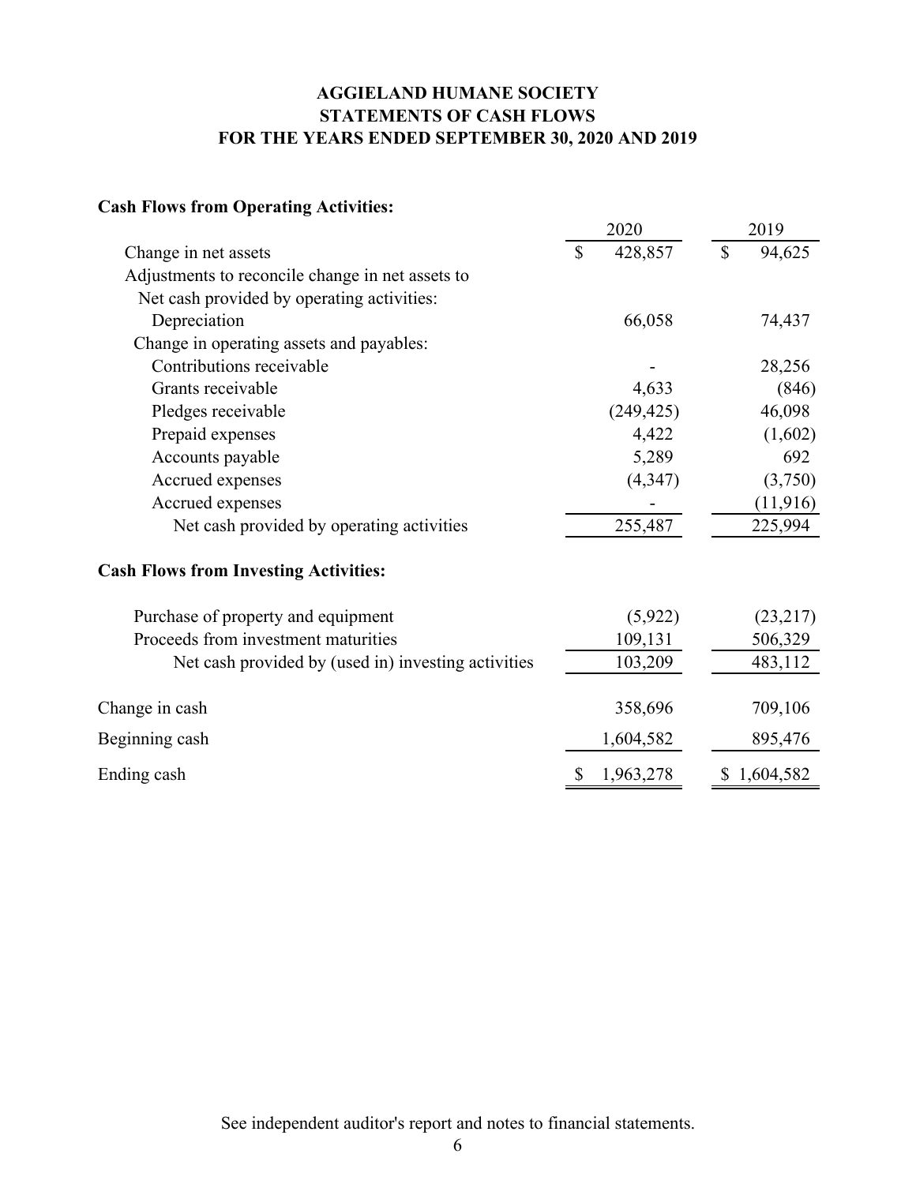**AGGIELAND HUMANE SOCIETY**
**STATEMENTS OF CASH FLOWS**
**FOR THE YEARS ENDED SEPTEMBER 30, 2020 AND 2019**

**Cash Flows from Operating Activities:**

| | 2020 | 2019 |
|---|---|---|
| Change in net assets | $ 428,857 | $ 94,625 |
| Adjustments to reconcile change in net assets to | | |
| Net cash provided by operating activities: | | |
| Depreciation | 66,058 | 74,437 |
| Change in operating assets and payables: | | |
| Contributions receivable | - | 28,256 |
| Grants receivable | 4,633 | (846) |
| Pledges receivable | (249,425) | 46,098 |
| Prepaid expenses | 4,422 | (1,602) |
| Accounts payable | 5,289 | 692 |
| Accrued expenses | (4,347) | (3,750) |
| Accrued expenses | - | (11,916) |
| Net cash provided by operating activities | 255,487 | 225,994 |

**Cash Flows from Investing Activities:**

| | 2020 | 2019 |
|---|---|---|
| Purchase of property and equipment | (5,922) | (23,217) |
| Proceeds from investment maturities | 109,131 | 506,329 |
| Net cash provided by (used in) investing activities | 103,209 | 483,112 |
| Change in cash | 358,696 | 709,106 |
| Beginning cash | 1,604,582 | 895,476 |
| Ending cash | $ 1,963,278 | $ 1,604,582 |

See independent auditor's report and notes to financial statements.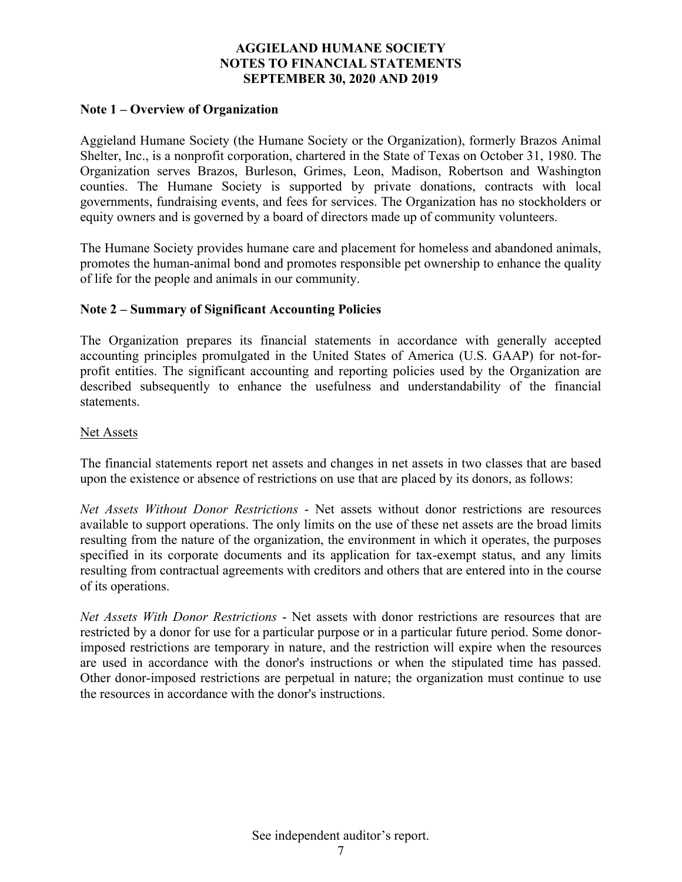# AGGIELAND HUMANE SOCIETY
# NOTES TO FINANCIAL STATEMENTS
# SEPTEMBER 30, 2020 AND 2019

## Note 1 – Overview of Organization

Aggieland Humane Society (the Humane Society or the Organization), formerly Brazos Animal Shelter, Inc., is a nonprofit corporation, chartered in the State of Texas on October 31, 1980. The Organization serves Brazos, Burleson, Grimes, Leon, Madison, Robertson and Washington counties. The Humane Society is supported by private donations, contracts with local governments, fundraising events, and fees for services. The Organization has no stockholders or equity owners and is governed by a board of directors made up of community volunteers.

The Humane Society provides humane care and placement for homeless and abandoned animals, promotes the human-animal bond and promotes responsible pet ownership to enhance the quality of life for the people and animals in our community.

## Note 2 – Summary of Significant Accounting Policies

The Organization prepares its financial statements in accordance with generally accepted accounting principles promulgated in the United States of America (U.S. GAAP) for not-for-profit entities. The significant accounting and reporting policies used by the Organization are described subsequently to enhance the usefulness and understandability of the financial statements.

### Net Assets

The financial statements report net assets and changes in net assets in two classes that are based upon the existence or absence of restrictions on use that are placed by its donors, as follows:

*Net Assets Without Donor Restrictions* - Net assets without donor restrictions are resources available to support operations. The only limits on the use of these net assets are the broad limits resulting from the nature of the organization, the environment in which it operates, the purposes specified in its corporate documents and its application for tax-exempt status, and any limits resulting from contractual agreements with creditors and others that are entered into in the course of its operations.

*Net Assets With Donor Restrictions* - Net assets with donor restrictions are resources that are restricted by a donor for use for a particular purpose or in a particular future period. Some donor-imposed restrictions are temporary in nature, and the restriction will expire when the resources are used in accordance with the donor's instructions or when the stipulated time has passed. Other donor-imposed restrictions are perpetual in nature; the organization must continue to use the resources in accordance with the donor's instructions.

See independent auditor's report.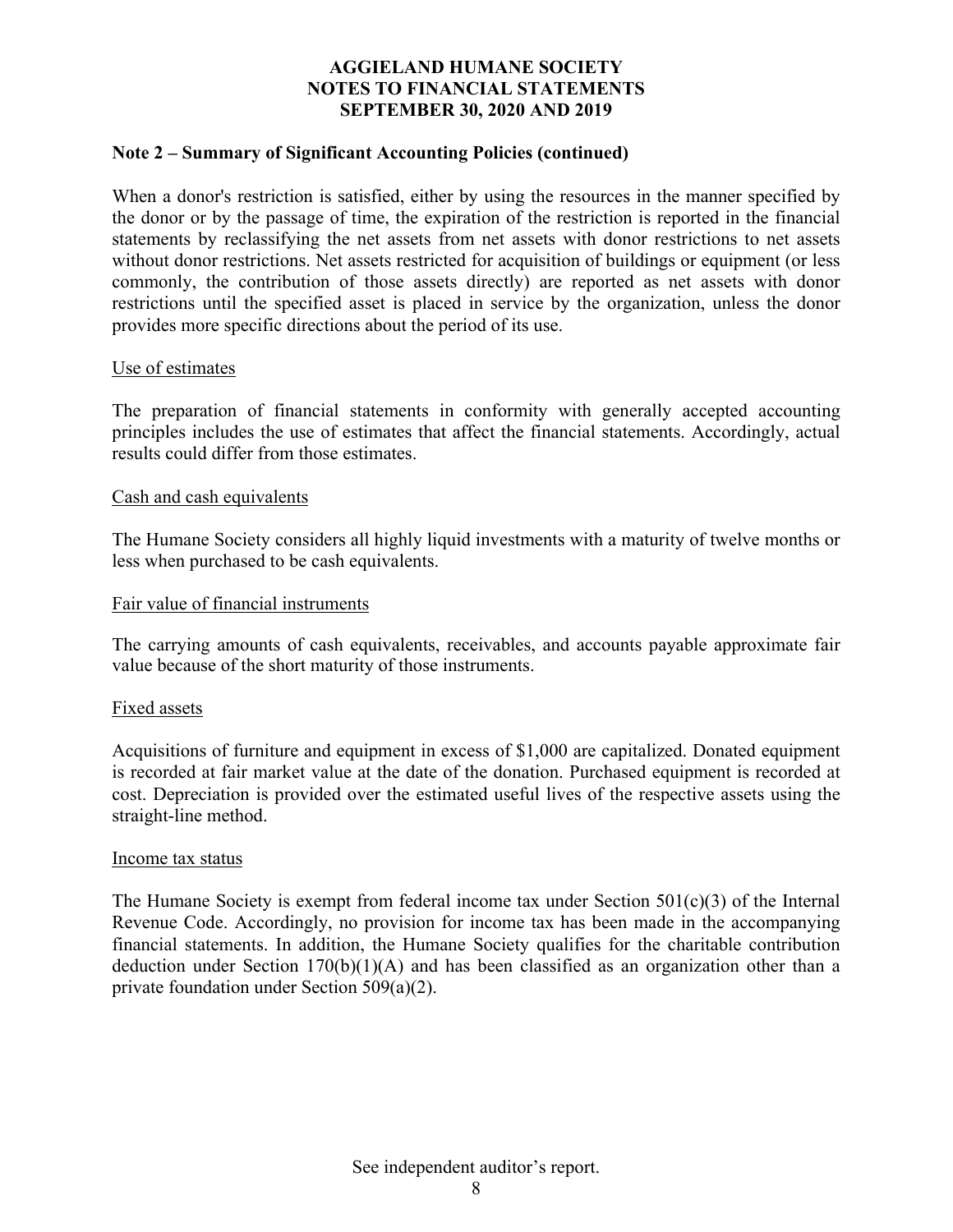## Note 2 – Summary of Significant Accounting Policies (continued)

When a donor's restriction is satisfied, either by using the resources in the manner specified by the donor or by the passage of time, the expiration of the restriction is reported in the financial statements by reclassifying the net assets from net assets with donor restrictions to net assets without donor restrictions. Net assets restricted for acquisition of buildings or equipment (or less commonly, the contribution of those assets directly) are reported as net assets with donor restrictions until the specified asset is placed in service by the organization, unless the donor provides more specific directions about the period of its use.

Use of estimates

The preparation of financial statements in conformity with generally accepted accounting principles includes the use of estimates that affect the financial statements. Accordingly, actual results could differ from those estimates.

Cash and cash equivalents

The Humane Society considers all highly liquid investments with a maturity of twelve months or less when purchased to be cash equivalents.

Fair value of financial instruments

The carrying amounts of cash equivalents, receivables, and accounts payable approximate fair value because of the short maturity of those instruments.

Fixed assets

Acquisitions of furniture and equipment in excess of $1,000 are capitalized. Donated equipment is recorded at fair market value at the date of the donation. Purchased equipment is recorded at cost. Depreciation is provided over the estimated useful lives of the respective assets using the straight-line method.

Income tax status

The Humane Society is exempt from federal income tax under Section 501(c)(3) of the Internal Revenue Code. Accordingly, no provision for income tax has been made in the accompanying financial statements. In addition, the Humane Society qualifies for the charitable contribution deduction under Section 170(b)(1)(A) and has been classified as an organization other than a private foundation under Section 509(a)(2).

See independent auditor's report.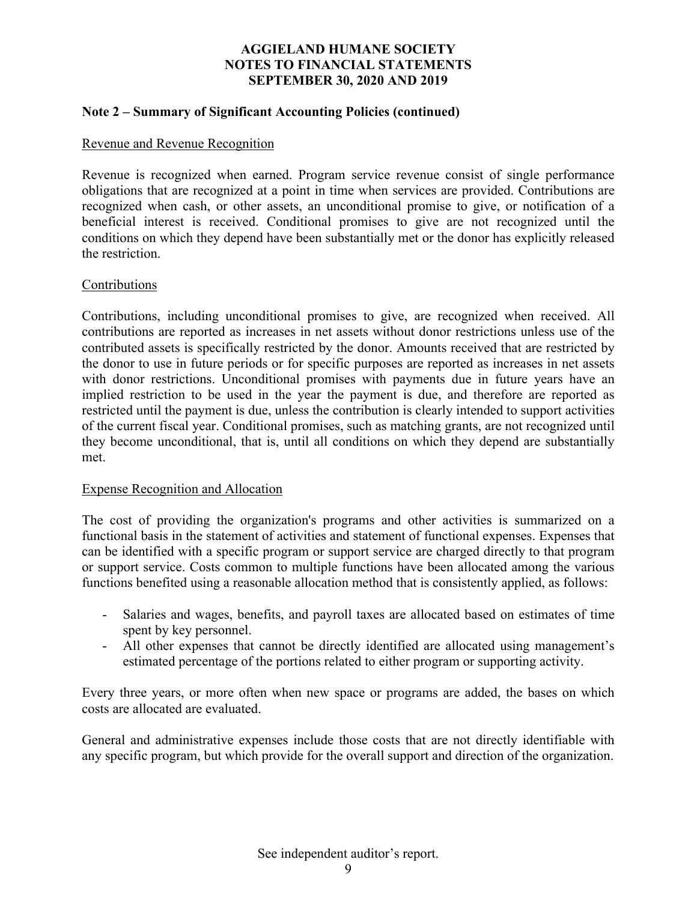## Note 2 – Summary of Significant Accounting Policies (continued)

### Revenue and Revenue Recognition

Revenue is recognized when earned. Program service revenue consist of single performance obligations that are recognized at a point in time when services are provided. Contributions are recognized when cash, or other assets, an unconditional promise to give, or notification of a beneficial interest is received. Conditional promises to give are not recognized until the conditions on which they depend have been substantially met or the donor has explicitly released the restriction.

### Contributions

Contributions, including unconditional promises to give, are recognized when received. All contributions are reported as increases in net assets without donor restrictions unless use of the contributed assets is specifically restricted by the donor. Amounts received that are restricted by the donor to use in future periods or for specific purposes are reported as increases in net assets with donor restrictions. Unconditional promises with payments due in future years have an implied restriction to be used in the year the payment is due, and therefore are reported as restricted until the payment is due, unless the contribution is clearly intended to support activities of the current fiscal year. Conditional promises, such as matching grants, are not recognized until they become unconditional, that is, until all conditions on which they depend are substantially met.

### Expense Recognition and Allocation

The cost of providing the organization's programs and other activities is summarized on a functional basis in the statement of activities and statement of functional expenses. Expenses that can be identified with a specific program or support service are charged directly to that program or support service. Costs common to multiple functions have been allocated among the various functions benefited using a reasonable allocation method that is consistently applied, as follows:

- Salaries and wages, benefits, and payroll taxes are allocated based on estimates of time spent by key personnel.
- All other expenses that cannot be directly identified are allocated using management's estimated percentage of the portions related to either program or supporting activity.

Every three years, or more often when new space or programs are added, the bases on which costs are allocated are evaluated.

General and administrative expenses include those costs that are not directly identifiable with any specific program, but which provide for the overall support and direction of the organization.

See independent auditor's report.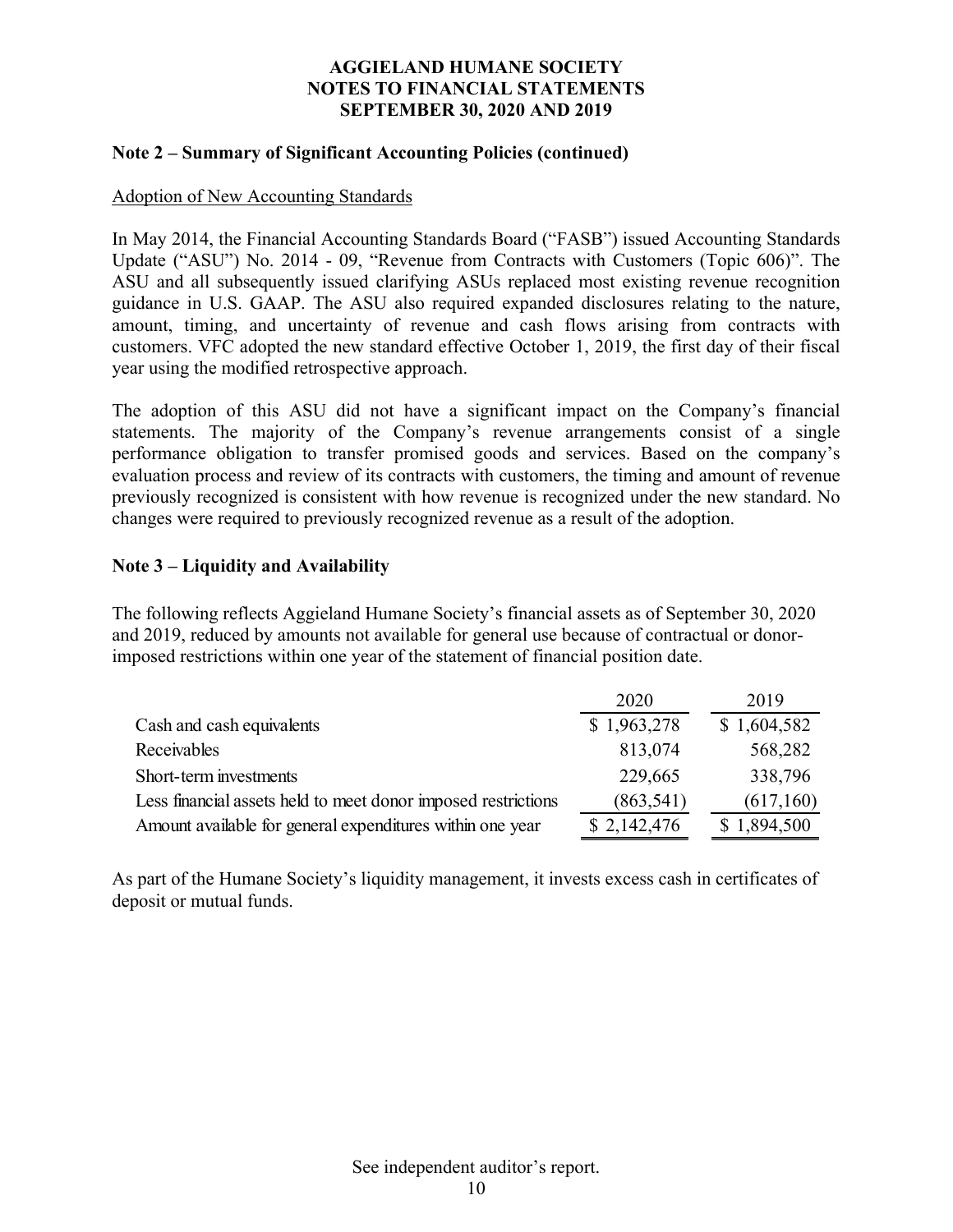**AGGIELAND HUMANE SOCIETY**
**NOTES TO FINANCIAL STATEMENTS**
**SEPTEMBER 30, 2020 AND 2019**

**Note 2 – Summary of Significant Accounting Policies (continued)**

Adoption of New Accounting Standards

In May 2014, the Financial Accounting Standards Board ("FASB") issued Accounting Standards Update ("ASU") No. 2014 - 09, "Revenue from Contracts with Customers (Topic 606)". The ASU and all subsequently issued clarifying ASUs replaced most existing revenue recognition guidance in U.S. GAAP. The ASU also required expanded disclosures relating to the nature, amount, timing, and uncertainty of revenue and cash flows arising from contracts with customers. VFC adopted the new standard effective October 1, 2019, the first day of their fiscal year using the modified retrospective approach.

The adoption of this ASU did not have a significant impact on the Company's financial statements. The majority of the Company's revenue arrangements consist of a single performance obligation to transfer promised goods and services. Based on the company's evaluation process and review of its contracts with customers, the timing and amount of revenue previously recognized is consistent with how revenue is recognized under the new standard. No changes were required to previously recognized revenue as a result of the adoption.

**Note 3 – Liquidity and Availability**

The following reflects Aggieland Humane Society's financial assets as of September 30, 2020 and 2019, reduced by amounts not available for general use because of contractual or donor-imposed restrictions within one year of the statement of financial position date.

| | 2020 | 2019 |
|---|---|---|
| Cash and cash equivalents | $ 1,963,278 | $ 1,604,582 |
| Receivables | 813,074 | 568,282 |
| Short-term investments | 229,665 | 338,796 |
| Less financial assets held to meet donor imposed restrictions | (863,541) | (617,160) |
| Amount available for general expenditures within one year | $ 2,142,476 | $ 1,894,500 |

As part of the Humane Society's liquidity management, it invests excess cash in certificates of deposit or mutual funds.

See independent auditor's report.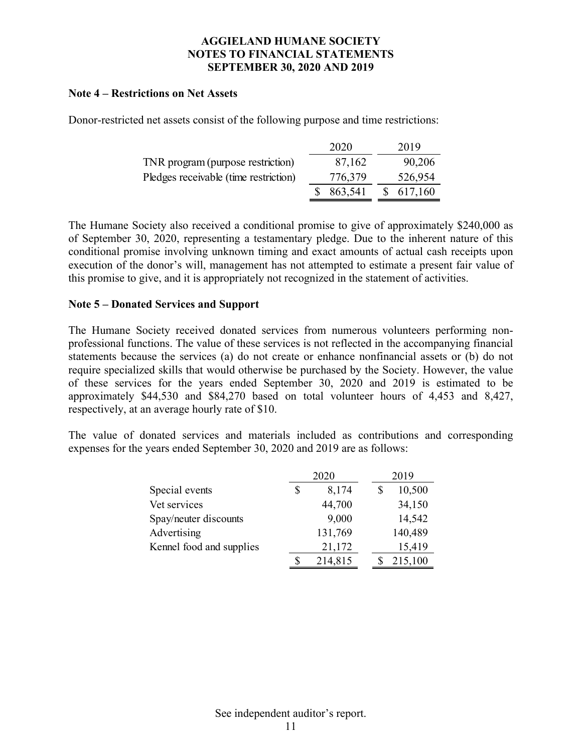# AGGIELAND HUMANE SOCIETY
# NOTES TO FINANCIAL STATEMENTS
# SEPTEMBER 30, 2020 AND 2019

**Note 4 – Restrictions on Net Assets**

Donor-restricted net assets consist of the following purpose and time restrictions:

| | 2020 | 2019 |
|---|---|---|
| TNR program (purpose restriction) | 87,162 | 90,206 |
| Pledges receivable (time restriction) | 776,379 | 526,954 |
| | $ 863,541 | $ 617,160 |

The Humane Society also received a conditional promise to give of approximately $240,000 as of September 30, 2020, representing a testamentary pledge. Due to the inherent nature of this conditional promise involving unknown timing and exact amounts of actual cash receipts upon execution of the donor's will, management has not attempted to estimate a present fair value of this promise to give, and it is appropriately not recognized in the statement of activities.

**Note 5 – Donated Services and Support**

The Humane Society received donated services from numerous volunteers performing non-professional functions. The value of these services is not reflected in the accompanying financial statements because the services (a) do not create or enhance nonfinancial assets or (b) do not require specialized skills that would otherwise be purchased by the Society. However, the value of these services for the years ended September 30, 2020 and 2019 is estimated to be approximately $44,530 and $84,270 based on total volunteer hours of 4,453 and 8,427, respectively, at an average hourly rate of $10.

The value of donated services and materials included as contributions and corresponding expenses for the years ended September 30, 2020 and 2019 are as follows:

| | 2020 | 2019 |
|---|---|---|
| Special events | $ 8,174 | $ 10,500 |
| Vet services | 44,700 | 34,150 |
| Spay/neuter discounts | 9,000 | 14,542 |
| Advertising | 131,769 | 140,489 |
| Kennel food and supplies | 21,172 | 15,419 |
| | $ 214,815 | $ 215,100 |

See independent auditor's report.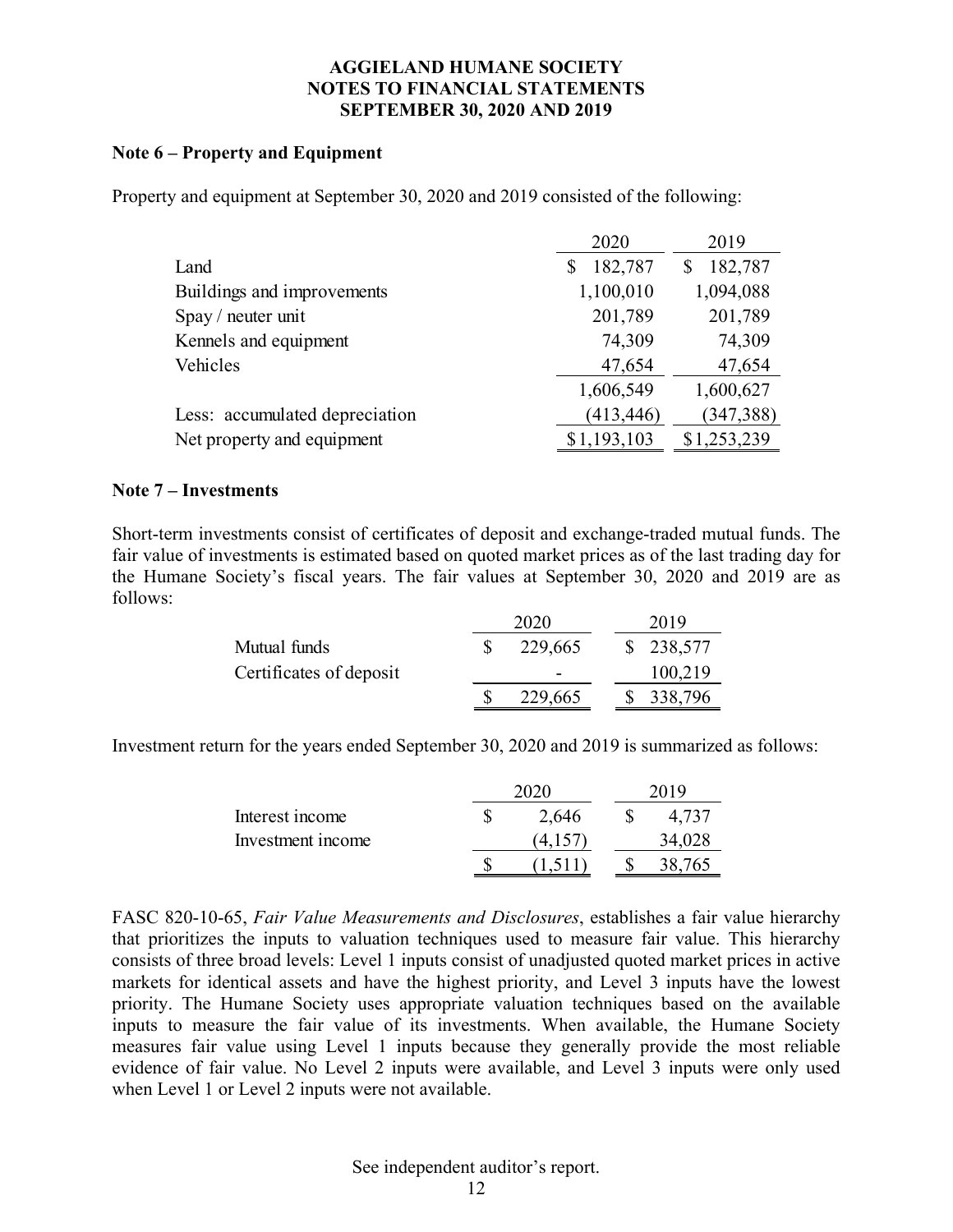**AGGIELAND HUMANE SOCIETY**
**NOTES TO FINANCIAL STATEMENTS**
**SEPTEMBER 30, 2020 AND 2019**

### Note 6 – Property and Equipment

Property and equipment at September 30, 2020 and 2019 consisted of the following:

| | 2020 | 2019 |
|---|---|---|
| Land | $ 182,787 | $ 182,787 |
| Buildings and improvements | 1,100,010 | 1,094,088 |
| Spay / neuter unit | 201,789 | 201,789 |
| Kennels and equipment | 74,309 | 74,309 |
| Vehicles | 47,654 | 47,654 |
| | 1,606,549 | 1,600,627 |
| Less: accumulated depreciation | (413,446) | (347,388) |
| Net property and equipment | $1,193,103 | $1,253,239 |

### Note 7 – Investments

Short-term investments consist of certificates of deposit and exchange-traded mutual funds. The fair value of investments is estimated based on quoted market prices as of the last trading day for the Humane Society's fiscal years. The fair values at September 30, 2020 and 2019 are as follows:

| | 2020 | 2019 |
|---|---|---|
| Mutual funds | $ 229,665 | $ 238,577 |
| Certificates of deposit | - | 100,219 |
| | $ 229,665 | $ 338,796 |

Investment return for the years ended September 30, 2020 and 2019 is summarized as follows:

| | 2020 | 2019 |
|---|---|---|
| Interest income | $ 2,646 | $ 4,737 |
| Investment income | (4,157) | 34,028 |
| | $ (1,511) | $ 38,765 |

FASC 820-10-65, *Fair Value Measurements and Disclosures*, establishes a fair value hierarchy that prioritizes the inputs to valuation techniques used to measure fair value. This hierarchy consists of three broad levels: Level 1 inputs consist of unadjusted quoted market prices in active markets for identical assets and have the highest priority, and Level 3 inputs have the lowest priority. The Humane Society uses appropriate valuation techniques based on the available inputs to measure the fair value of its investments. When available, the Humane Society measures fair value using Level 1 inputs because they generally provide the most reliable evidence of fair value. No Level 2 inputs were available, and Level 3 inputs were only used when Level 1 or Level 2 inputs were not available.

See independent auditor's report.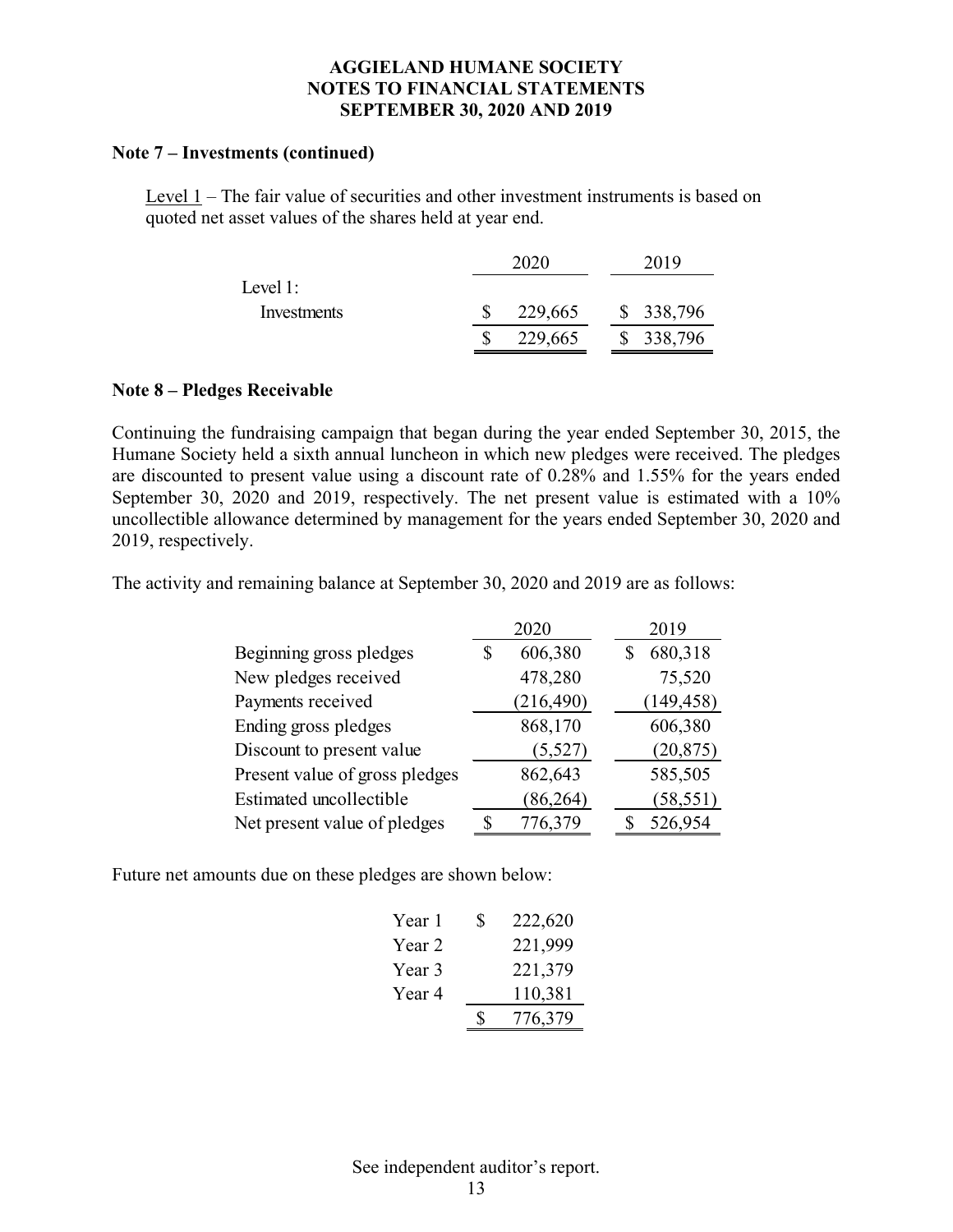# AGGIELAND HUMANE SOCIETY
# NOTES TO FINANCIAL STATEMENTS
# SEPTEMBER 30, 2020 AND 2019

**Note 7 – Investments (continued)**

Level 1 – The fair value of securities and other investment instruments is based on quoted net asset values of the shares held at year end.

| | 2020 | 2019 |
|---|---|---|
| Level 1: | | |
| Investments | $ 229,665 | $ 338,796 |
| | $ 229,665 | $ 338,796 |

**Note 8 – Pledges Receivable**

Continuing the fundraising campaign that began during the year ended September 30, 2015, the Humane Society held a sixth annual luncheon in which new pledges were received. The pledges are discounted to present value using a discount rate of 0.28% and 1.55% for the years ended September 30, 2020 and 2019, respectively. The net present value is estimated with a 10% uncollectible allowance determined by management for the years ended September 30, 2020 and 2019, respectively.

The activity and remaining balance at September 30, 2020 and 2019 are as follows:

| | 2020 | 2019 |
|---|---|---|
| Beginning gross pledges | $ 606,380 | $ 680,318 |
| New pledges received | 478,280 | 75,520 |
| Payments received | (216,490) | (149,458) |
| Ending gross pledges | 868,170 | 606,380 |
| Discount to present value | (5,527) | (20,875) |
| Present value of gross pledges | 862,643 | 585,505 |
| Estimated uncollectible | (86,264) | (58,551) |
| Net present value of pledges | $ 776,379 | $ 526,954 |

Future net amounts due on these pledges are shown below:

| | |
|---|---|
| Year 1 | $ 222,620 |
| Year 2 | 221,999 |
| Year 3 | 221,379 |
| Year 4 | 110,381 |
| | $ 776,379 |

See independent auditor's report.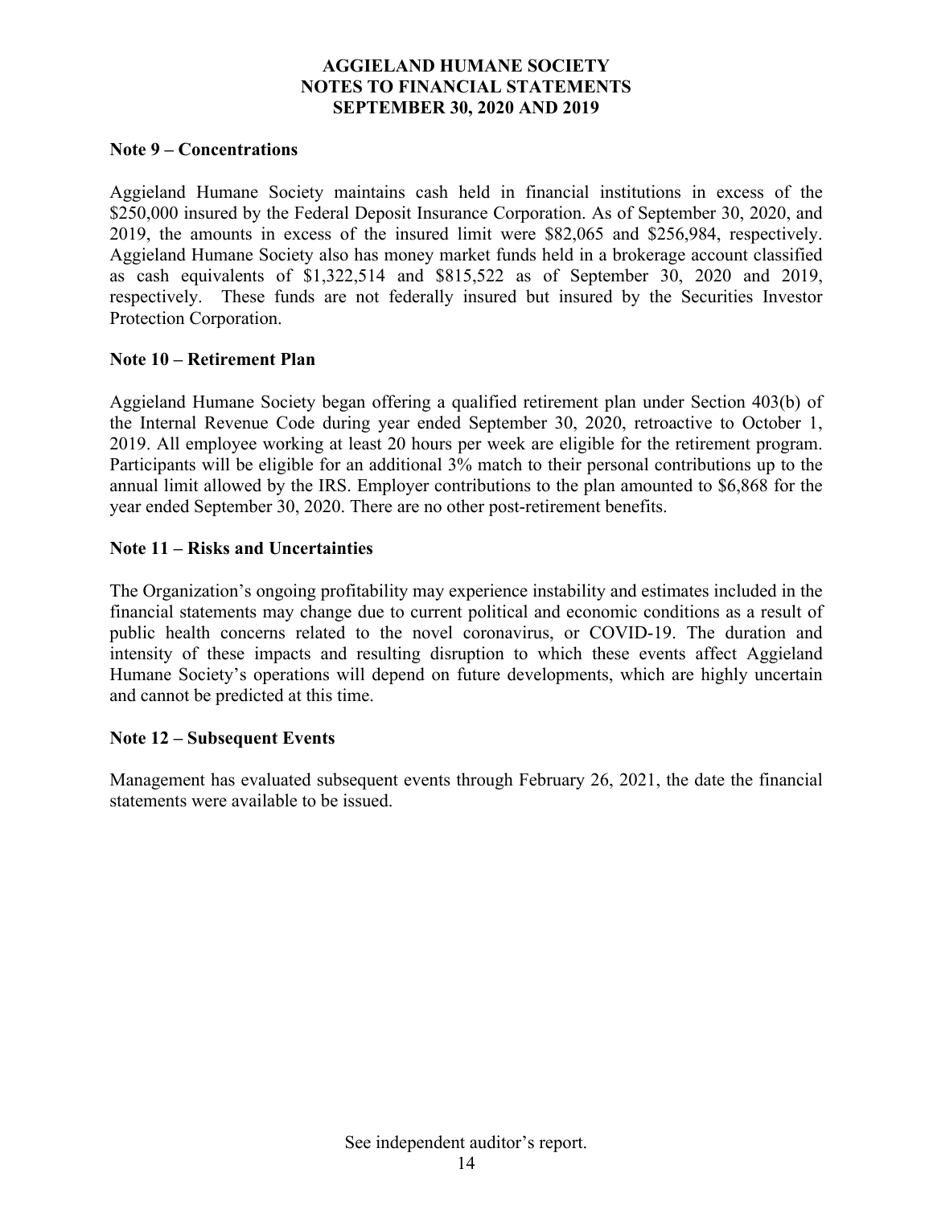# AGGIELAND HUMANE SOCIETY
## NOTES TO FINANCIAL STATEMENTS
## SEPTEMBER 30, 2020 AND 2019

### Note 9 – Concentrations

Aggieland Humane Society maintains cash held in financial institutions in excess of the $250,000 insured by the Federal Deposit Insurance Corporation. As of September 30, 2020, and 2019, the amounts in excess of the insured limit were $82,065 and $256,984, respectively. Aggieland Humane Society also has money market funds held in a brokerage account classified as cash equivalents of $1,322,514 and $815,522 as of September 30, 2020 and 2019, respectively. These funds are not federally insured but insured by the Securities Investor Protection Corporation.

### Note 10 – Retirement Plan

Aggieland Humane Society began offering a qualified retirement plan under Section 403(b) of the Internal Revenue Code during year ended September 30, 2020, retroactive to October 1, 2019. All employee working at least 20 hours per week are eligible for the retirement program. Participants will be eligible for an additional 3% match to their personal contributions up to the annual limit allowed by the IRS. Employer contributions to the plan amounted to $6,868 for the year ended September 30, 2020. There are no other post-retirement benefits.

### Note 11 – Risks and Uncertainties

The Organization's ongoing profitability may experience instability and estimates included in the financial statements may change due to current political and economic conditions as a result of public health concerns related to the novel coronavirus, or COVID-19. The duration and intensity of these impacts and resulting disruption to which these events affect Aggieland Humane Society's operations will depend on future developments, which are highly uncertain and cannot be predicted at this time.

### Note 12 – Subsequent Events

Management has evaluated subsequent events through February 26, 2021, the date the financial statements were available to be issued.

See independent auditor's report.